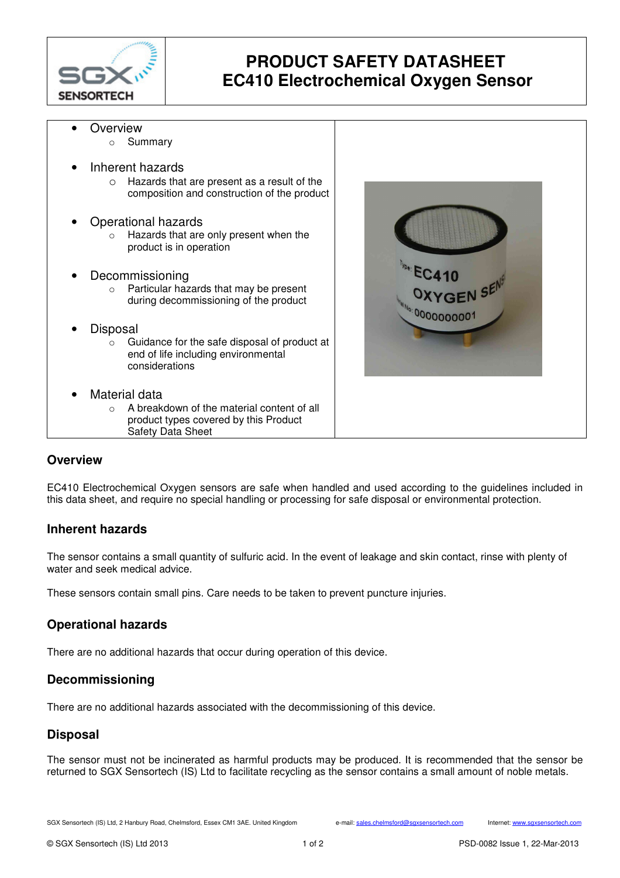# PRODUCT SAFETY DATASHEET
# EC410 Electrochemical Oxygen Sensor

- Overview
  - Summary
- Inherent hazards
  - Hazards that are present as a result of the composition and construction of the product
- Operational hazards
  - Hazards that are only present when the product is in operation
- Decommissioning
  - Particular hazards that may be present during decommissioning of the product
- Disposal
  - Guidance for the safe disposal of product at end of life including environmental considerations
- Material data
  - A breakdown of the material content of all product types covered by this Product Safety Data Sheet

## Overview

EC410 Electrochemical Oxygen sensors are safe when handled and used according to the guidelines included in this data sheet, and require no special handling or processing for safe disposal or environmental protection.

## Inherent hazards

The sensor contains a small quantity of sulfuric acid. In the event of leakage and skin contact, rinse with plenty of water and seek medical advice.

These sensors contain small pins. Care needs to be taken to prevent puncture injuries.

## Operational hazards

There are no additional hazards that occur during operation of this device.

## Decommissioning

There are no additional hazards associated with the decommissioning of this device.

## Disposal

The sensor must not be incinerated as harmful products may be produced. It is recommended that the sensor be returned to SGX Sensortech (IS) Ltd to facilitate recycling as the sensor contains a small amount of noble metals.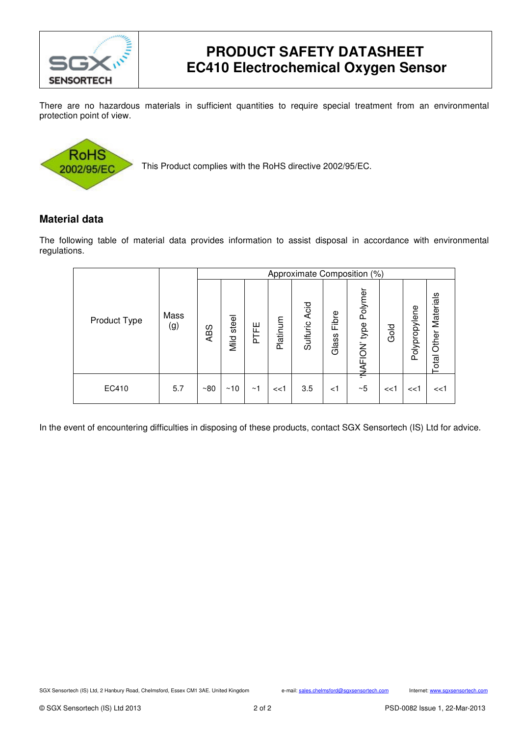# PRODUCT SAFETY DATASHEET
# EC410 Electrochemical Oxygen Sensor

There are no hazardous materials in sufficient quantities to require special treatment from an environmental protection point of view.

RoHS 2002/95/EC

This Product complies with the RoHS directive 2002/95/EC.

## Material data

The following table of material data provides information to assist disposal in accordance with environmental regulations.

| Product Type | Mass (g) | Approximate Composition (%) | | | | | | | | | |
|---|---|---|---|---|---|---|---|---|---|---|---|
| | | ABS | Mild steel | PTFE | Platinum | Sulfuric Acid | Glass Fibre | 'NAFION' type Polymer | Gold | Polypropylene | Total Other Materials |
| EC410 | 5.7 | ~80 | ~10 | ~1 | <<1 | 3.5 | <1 | ~5 | <<1 | <<1 | <<1 |

In the event of encountering difficulties in disposing of these products, contact SGX Sensortech (IS) Ltd for advice.

SGX Sensortech (IS) Ltd, 2 Hanbury Road, Chelmsford, Essex CM1 3AE. United Kingdom e-mail: sales.chelmsford@sgxsensortech.com Internet: www.sgxsensortech.com

© SGX Sensortech (IS) Ltd 2013 PSD-0082 Issue 1, 22-Mar-2013